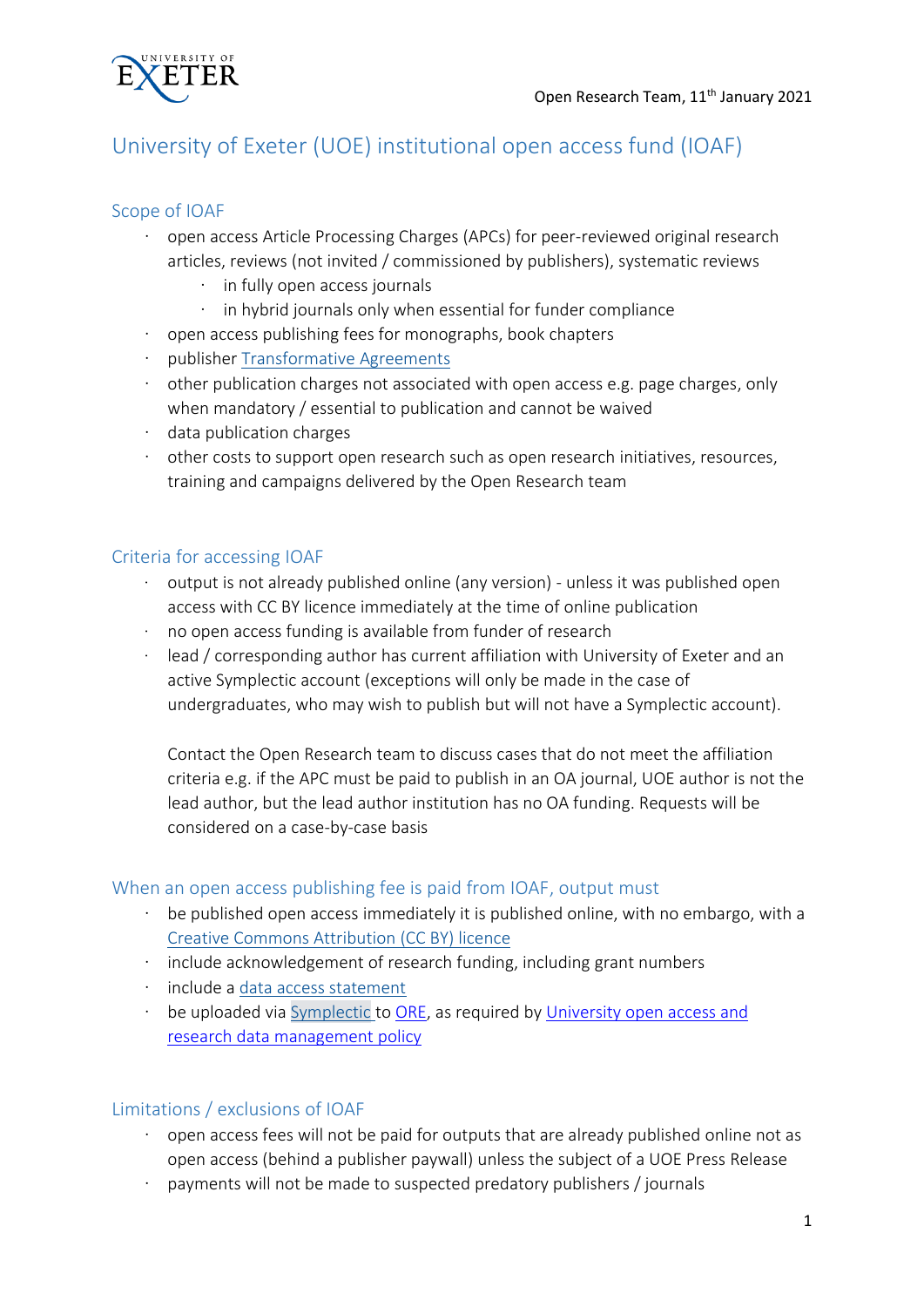Open Research Team, 11th January 2021

# University of Exeter (UOE) institutional open access fund (IOAF)

## Scope of IOAF

- open access Article Processing Charges (APCs) for peer-reviewed original research articles, reviews (not invited / commissioned by publishers), systematic reviews
  - in fully open access journals
  - in hybrid journals only when essential for funder compliance
- open access publishing fees for monographs, book chapters
- publisher Transformative Agreements
- other publication charges not associated with open access e.g. page charges, only when mandatory / essential to publication and cannot be waived
- data publication charges
- other costs to support open research such as open research initiatives, resources, training and campaigns delivered by the Open Research team

## Criteria for accessing IOAF

- output is not already published online (any version) - unless it was published open access with CC BY licence immediately at the time of online publication
- no open access funding is available from funder of research
- lead / corresponding author has current affiliation with University of Exeter and an active Symplectic account (exceptions will only be made in the case of undergraduates, who may wish to publish but will not have a Symplectic account).

  Contact the Open Research team to discuss cases that do not meet the affiliation criteria e.g. if the APC must be paid to publish in an OA journal, UOE author is not the lead author, but the lead author institution has no OA funding. Requests will be considered on a case-by-case basis

## When an open access publishing fee is paid from IOAF, output must

- be published open access immediately it is published online, with no embargo, with a Creative Commons Attribution (CC BY) licence
- include acknowledgement of research funding, including grant numbers
- include a data access statement
- be uploaded via Symplectic to ORE, as required by University open access and research data management policy

## Limitations / exclusions of IOAF

- open access fees will not be paid for outputs that are already published online not as open access (behind a publisher paywall) unless the subject of a UOE Press Release
- payments will not be made to suspected predatory publishers / journals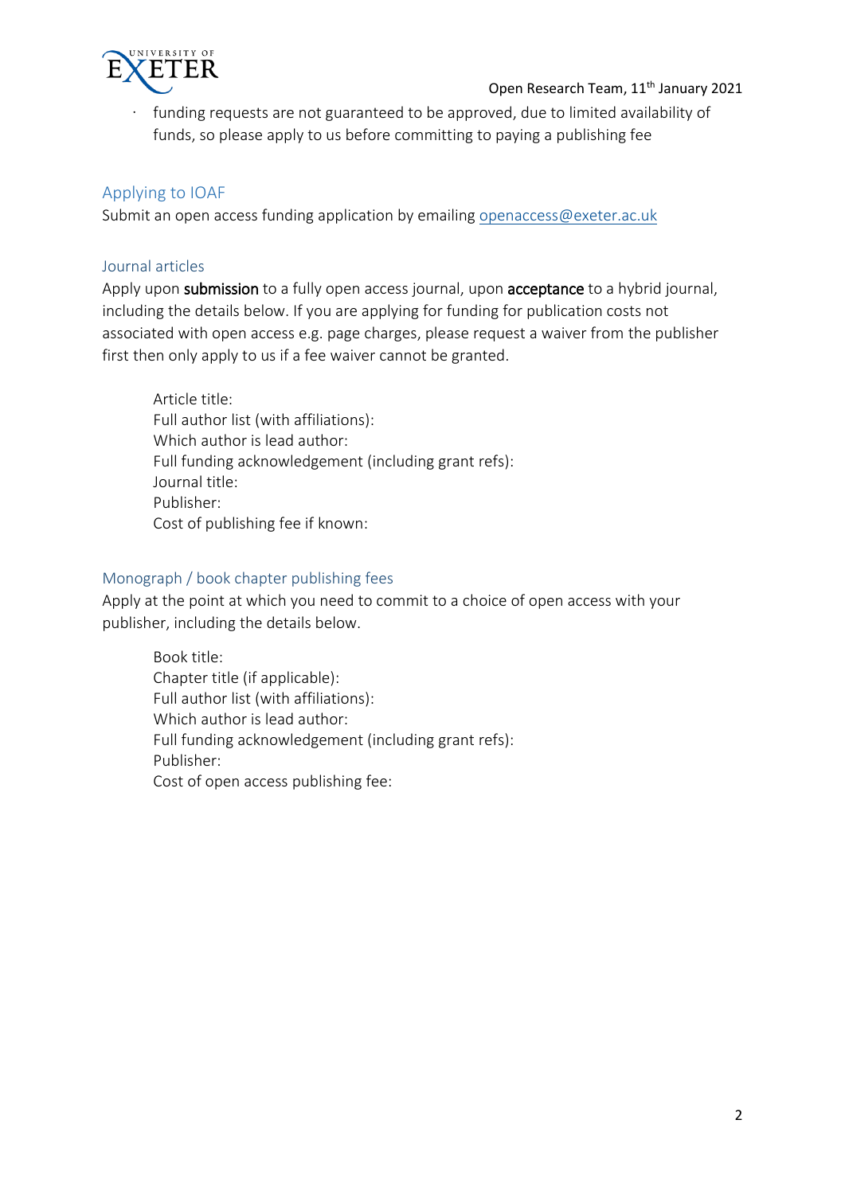- funding requests are not guaranteed to be approved, due to limited availability of funds, so please apply to us before committing to paying a publishing fee

## Applying to IOAF

Submit an open access funding application by emailing [openaccess@exeter.ac.uk](mailto:openaccess@exeter.ac.uk)

### Journal articles

Apply upon **submission** to a fully open access journal, upon **acceptance** to a hybrid journal, including the details below. If you are applying for funding for publication costs not associated with open access e.g. page charges, please request a waiver from the publisher first then only apply to us if a fee waiver cannot be granted.

Article title:
Full author list (with affiliations):
Which author is lead author:
Full funding acknowledgement (including grant refs):
Journal title:
Publisher:
Cost of publishing fee if known:

### Monograph / book chapter publishing fees

Apply at the point at which you need to commit to a choice of open access with your publisher, including the details below.

Book title:
Chapter title (if applicable):
Full author list (with affiliations):
Which author is lead author:
Full funding acknowledgement (including grant refs):
Publisher:
Cost of open access publishing fee: